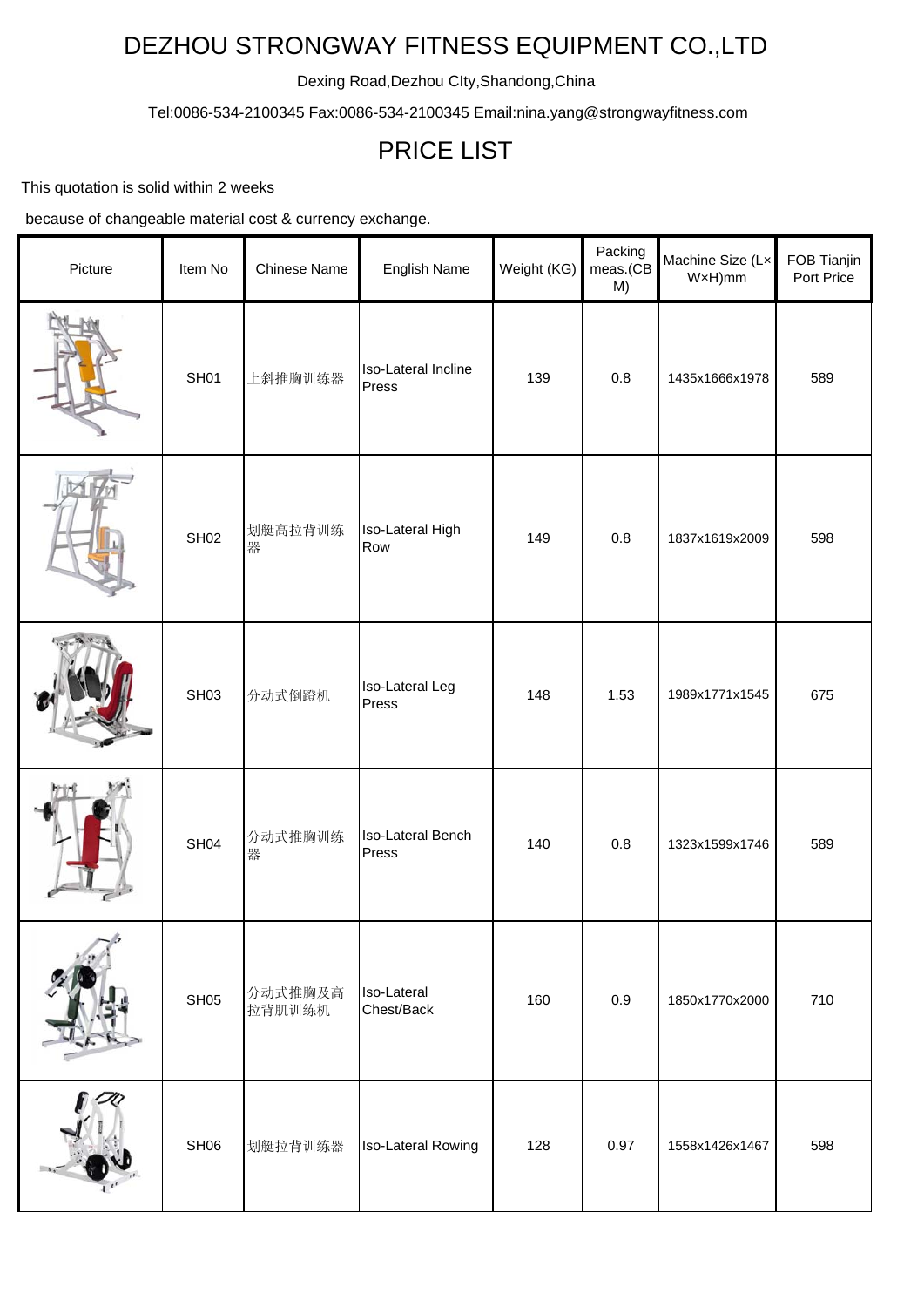# DEZHOU STRONGWAY FITNESS EQUIPMENT CO.,LTD

Dexing Road,Dezhou CIty,Shandong,China

Tel:0086-534-2100345 Fax:0086-534-2100345 Email:nina.yang@strongwayfitness.com

## PRICE LIST

This quotation is solid within 2 weeks

because of changeable material cost & currency exchange.

| Picture | Item No | Chinese Name | English Name | Weight (KG) | Packing meas.(CBM) | Machine Size (L×W×H)mm | FOB Tianjin Port Price |
|---|---|---|---|---|---|---|---|
| | SH01 | 上斜推胸训练器 | Iso-Lateral Incline Press | 139 | 0.8 | 1435x1666x1978 | 589 |
| | SH02 | 划艇高拉背训练器 | Iso-Lateral High Row | 149 | 0.8 | 1837x1619x2009 | 598 |
| | SH03 | 分动式倒蹬机 | Iso-Lateral Leg Press | 148 | 1.53 | 1989x1771x1545 | 675 |
| | SH04 | 分动式推胸训练器 | Iso-Lateral Bench Press | 140 | 0.8 | 1323x1599x1746 | 589 |
| | SH05 | 分动式推胸及高拉背肌训练机 | Iso-Lateral Chest/Back | 160 | 0.9 | 1850x1770x2000 | 710 |
| | SH06 | 划艇拉背训练器 | Iso-Lateral Rowing | 128 | 0.97 | 1558x1426x1467 | 598 |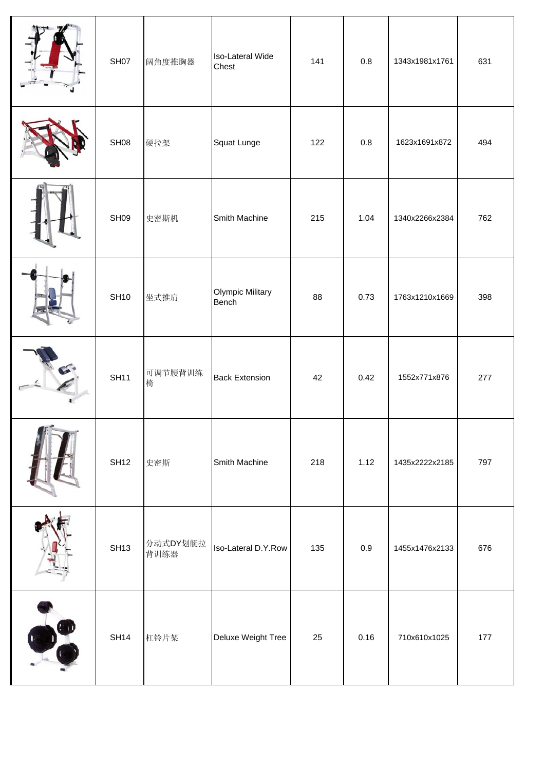| | SH07 | 阔角度推胸器 | Iso-Lateral Wide Chest | 141 | 0.8 | 1343x1981x1761 | 631 |
|---|---|---|---|---|---|---|---|
| | SH08 | 硬拉架 | Squat Lunge | 122 | 0.8 | 1623x1691x872 | 494 |
| | SH09 | 史密斯机 | Smith Machine | 215 | 1.04 | 1340x2266x2384 | 762 |
| | SH10 | 坐式推肩 | Olympic Military Bench | 88 | 0.73 | 1763x1210x1669 | 398 |
| | SH11 | 可调节腰背训练椅 | Back Extension | 42 | 0.42 | 1552x771x876 | 277 |
| | SH12 | 史密斯 | Smith Machine | 218 | 1.12 | 1435x2222x2185 | 797 |
| | SH13 | 分动式DY划艇拉背训练器 | Iso-Lateral D.Y.Row | 135 | 0.9 | 1455x1476x2133 | 676 |
| | SH14 | 杠铃片架 | Deluxe Weight Tree | 25 | 0.16 | 710x610x1025 | 177 |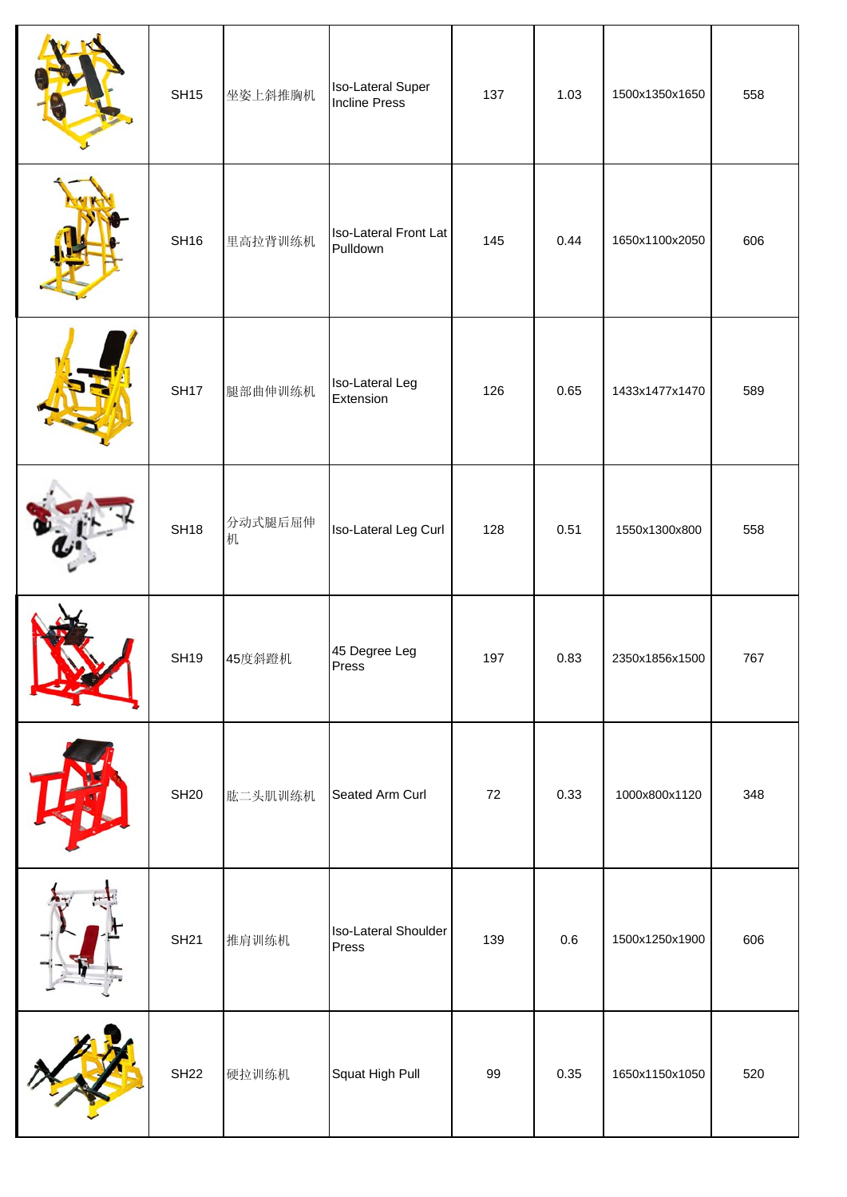| | | | | | | | |
|---|---|---|---|---|---|---|---|
| | SH15 | 坐姿上斜推胸机 | Iso-Lateral Super Incline Press | 137 | 1.03 | 1500x1350x1650 | 558 |
| | SH16 | 里高拉背训练机 | Iso-Lateral Front Lat Pulldown | 145 | 0.44 | 1650x1100x2050 | 606 |
| | SH17 | 腿部曲伸训练机 | Iso-Lateral Leg Extension | 126 | 0.65 | 1433x1477x1470 | 589 |
| | SH18 | 分动式腿后屈伸机 | Iso-Lateral Leg Curl | 128 | 0.51 | 1550x1300x800 | 558 |
| | SH19 | 45度斜蹬机 | 45 Degree Leg Press | 197 | 0.83 | 2350x1856x1500 | 767 |
| | SH20 | 肱二头肌训练机 | Seated Arm Curl | 72 | 0.33 | 1000x800x1120 | 348 |
| | SH21 | 推肩训练机 | Iso-Lateral Shoulder Press | 139 | 0.6 | 1500x1250x1900 | 606 |
| | SH22 | 硬拉训练机 | Squat High Pull | 99 | 0.35 | 1650x1150x1050 | 520 |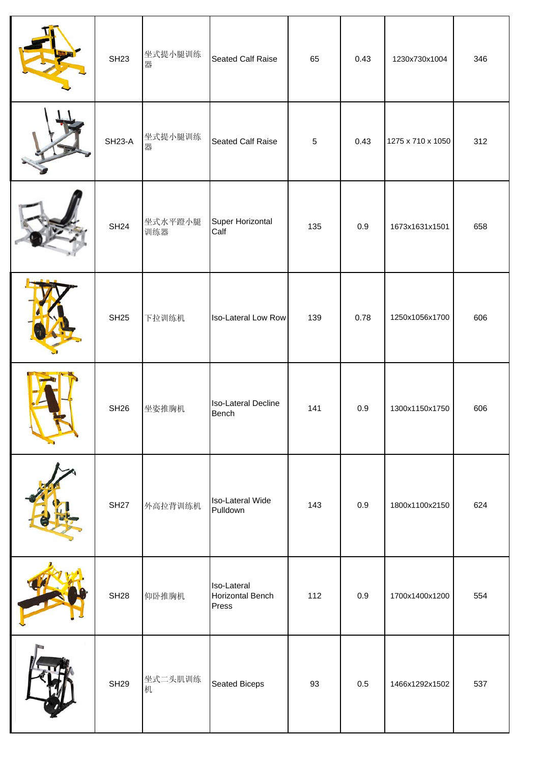| | | | | | | | |
|---|---|---|---|---|---|---|---|
| | SH23 | 坐式提小腿训练器 | Seated Calf Raise | 65 | 0.43 | 1230x730x1004 | 346 |
| | SH23-A | 坐式提小腿训练器 | Seated Calf Raise | 5 | 0.43 | 1275 x 710 x 1050 | 312 |
| | SH24 | 坐式水平蹬小腿训练器 | Super Horizontal Calf | 135 | 0.9 | 1673x1631x1501 | 658 |
| | SH25 | 下拉训练机 | Iso-Lateral Low Row | 139 | 0.78 | 1250x1056x1700 | 606 |
| | SH26 | 坐姿推胸机 | Iso-Lateral Decline Bench | 141 | 0.9 | 1300x1150x1750 | 606 |
| | SH27 | 外高拉背训练机 | Iso-Lateral Wide Pulldown | 143 | 0.9 | 1800x1100x2150 | 624 |
| | SH28 | 仰卧推胸机 | Iso-Lateral Horizontal Bench Press | 112 | 0.9 | 1700x1400x1200 | 554 |
| | SH29 | 坐式二头肌训练机 | Seated Biceps | 93 | 0.5 | 1466x1292x1502 | 537 |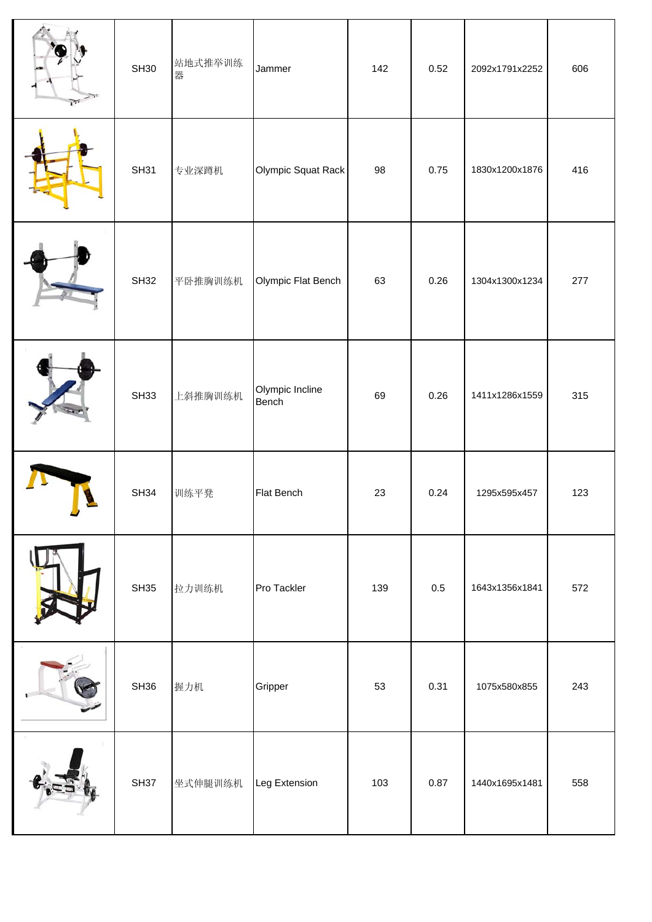| | | | | | | | |
|---|---|---|---|---|---|---|---|
| | SH30 | 站地式推举训练器 | Jammer | 142 | 0.52 | 2092x1791x2252 | 606 |
| | SH31 | 专业深蹲机 | Olympic Squat Rack | 98 | 0.75 | 1830x1200x1876 | 416 |
| | SH32 | 平卧推胸训练机 | Olympic Flat Bench | 63 | 0.26 | 1304x1300x1234 | 277 |
| | SH33 | 上斜推胸训练机 | Olympic Incline Bench | 69 | 0.26 | 1411x1286x1559 | 315 |
| | SH34 | 训练平凳 | Flat Bench | 23 | 0.24 | 1295x595x457 | 123 |
| | SH35 | 拉力训练机 | Pro Tackler | 139 | 0.5 | 1643x1356x1841 | 572 |
| | SH36 | 握力机 | Gripper | 53 | 0.31 | 1075x580x855 | 243 |
| | SH37 | 坐式伸腿训练机 | Leg Extension | 103 | 0.87 | 1440x1695x1481 | 558 |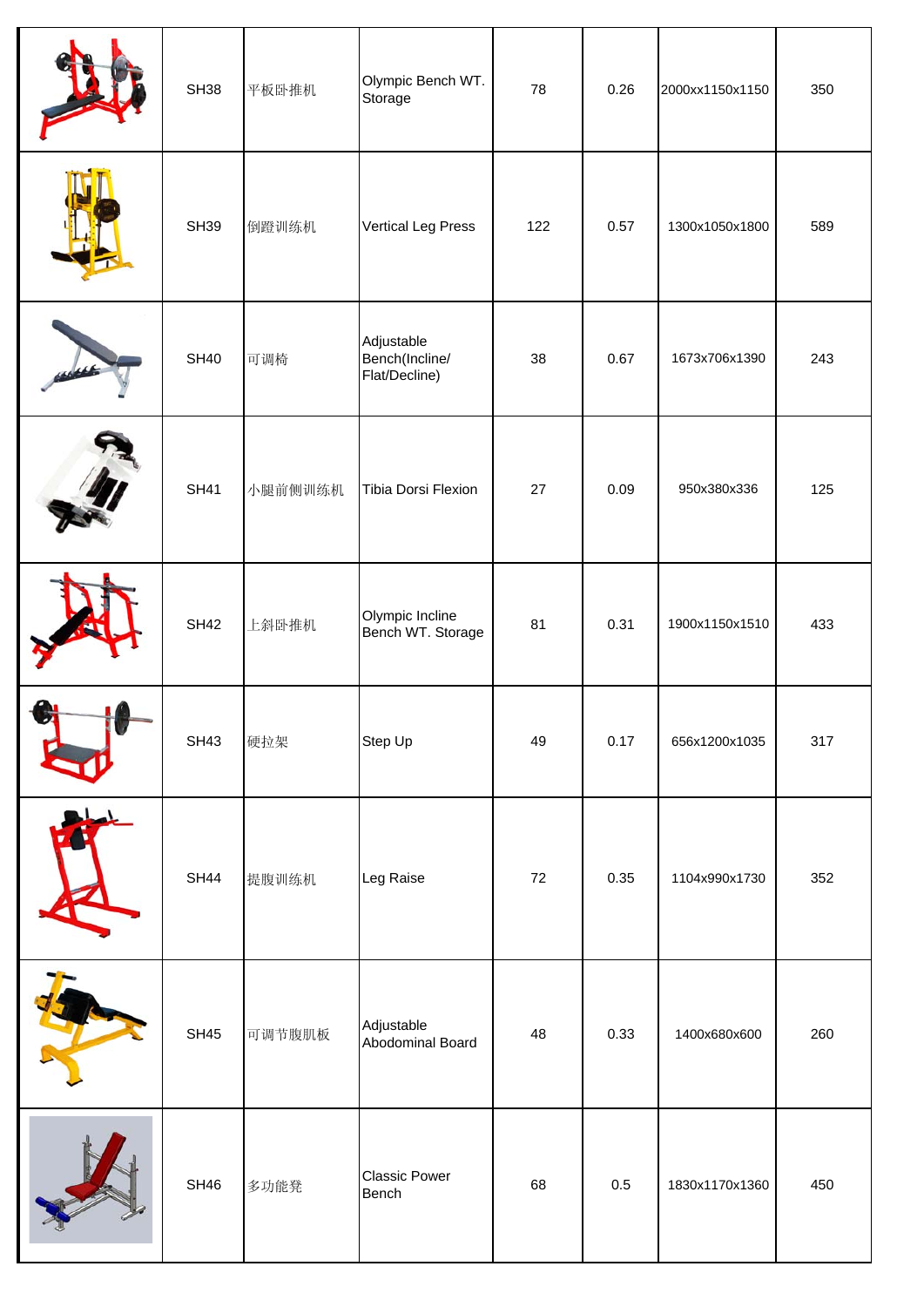| | | | | | | | |
|---|---|---|---|---|---|---|---|
| | SH38 | 平板卧推机 | Olympic Bench WT. Storage | 78 | 0.26 | 2000xx1150x1150 | 350 |
| | SH39 | 倒蹬训练机 | Vertical Leg Press | 122 | 0.57 | 1300x1050x1800 | 589 |
| | SH40 | 可调椅 | Adjustable Bench(Incline/ Flat/Decline) | 38 | 0.67 | 1673x706x1390 | 243 |
| | SH41 | 小腿前侧训练机 | Tibia Dorsi Flexion | 27 | 0.09 | 950x380x336 | 125 |
| | SH42 | 上斜卧推机 | Olympic Incline Bench WT. Storage | 81 | 0.31 | 1900x1150x1510 | 433 |
| | SH43 | 硬拉架 | Step Up | 49 | 0.17 | 656x1200x1035 | 317 |
| | SH44 | 提腹训练机 | Leg Raise | 72 | 0.35 | 1104x990x1730 | 352 |
| | SH45 | 可调节腹肌板 | Adjustable Abodominal Board | 48 | 0.33 | 1400x680x600 | 260 |
| | SH46 | 多功能凳 | Classic Power Bench | 68 | 0.5 | 1830x1170x1360 | 450 |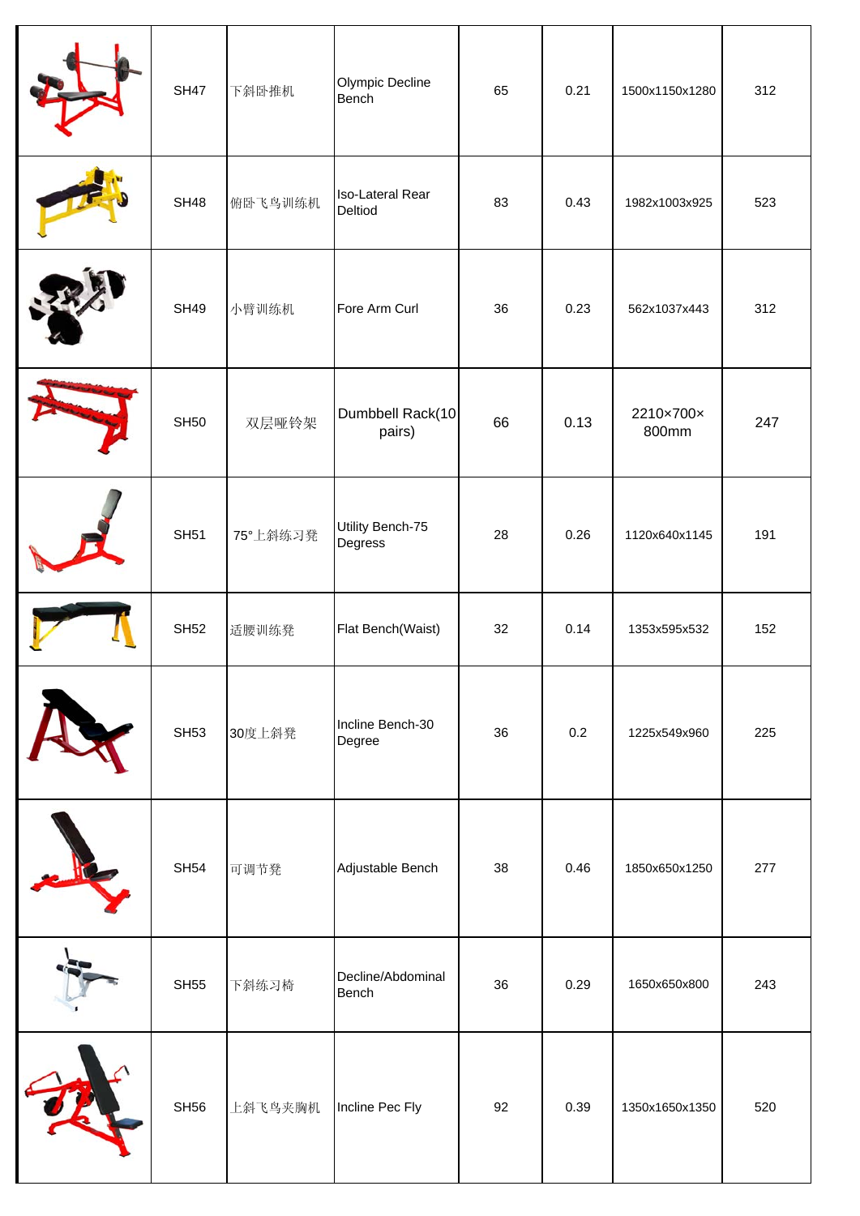| | SH47 | 下斜卧推机 | Olympic Decline Bench | 65 | 0.21 | 1500x1150x1280 | 312 |
|---|---|---|---|---|---|---|---|
| | SH48 | 俯卧飞鸟训练机 | Iso-Lateral Rear Deltiod | 83 | 0.43 | 1982x1003x925 | 523 |
| | SH49 | 小臂训练机 | Fore Arm Curl | 36 | 0.23 | 562x1037x443 | 312 |
| | SH50 | 双层哑铃架 | Dumbbell Rack(10 pairs) | 66 | 0.13 | 2210×700×800mm | 247 |
| | SH51 | 75°上斜练习凳 | Utility Bench-75 Degress | 28 | 0.26 | 1120x640x1145 | 191 |
| | SH52 | 适腰训练凳 | Flat Bench(Waist) | 32 | 0.14 | 1353x595x532 | 152 |
| | SH53 | 30度上斜凳 | Incline Bench-30 Degree | 36 | 0.2 | 1225x549x960 | 225 |
| | SH54 | 可调节凳 | Adjustable Bench | 38 | 0.46 | 1850x650x1250 | 277 |
| | SH55 | 下斜练习椅 | Decline/Abdominal Bench | 36 | 0.29 | 1650x650x800 | 243 |
| | SH56 | 上斜飞鸟夹胸机 | Incline Pec Fly | 92 | 0.39 | 1350x1650x1350 | 520 |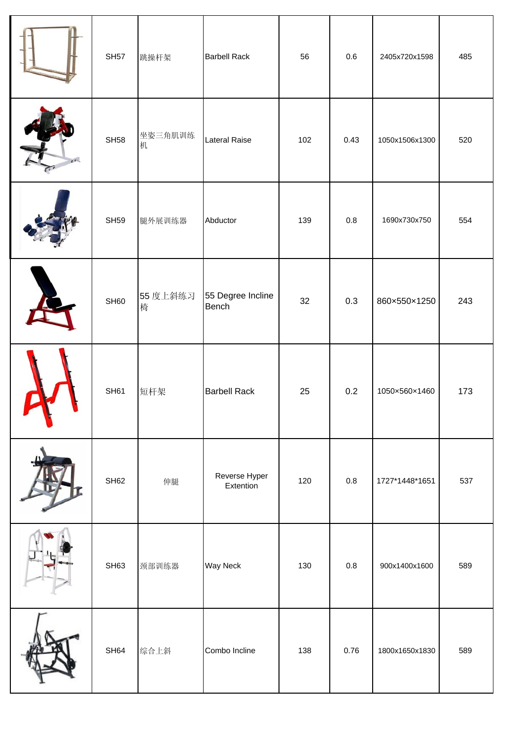| | | | | | | | |
|---|---|---|---|---|---|---|---|
| | SH57 | 跳操杆架 | Barbell Rack | 56 | 0.6 | 2405x720x1598 | 485 |
| | SH58 | 坐姿三角肌训练机 | Lateral Raise | 102 | 0.43 | 1050x1506x1300 | 520 |
| | SH59 | 腿外展训练器 | Abductor | 139 | 0.8 | 1690x730x750 | 554 |
| | SH60 | 55 度上斜练习椅 | 55 Degree Incline Bench | 32 | 0.3 | 860×550×1250 | 243 |
| | SH61 | 短杆架 | Barbell Rack | 25 | 0.2 | 1050×560×1460 | 173 |
| | SH62 | 伸腿 | Reverse Hyper Extention | 120 | 0.8 | 1727*1448*1651 | 537 |
| | SH63 | 颈部训练器 | Way Neck | 130 | 0.8 | 900x1400x1600 | 589 |
| | SH64 | 综合上斜 | Combo Incline | 138 | 0.76 | 1800x1650x1830 | 589 |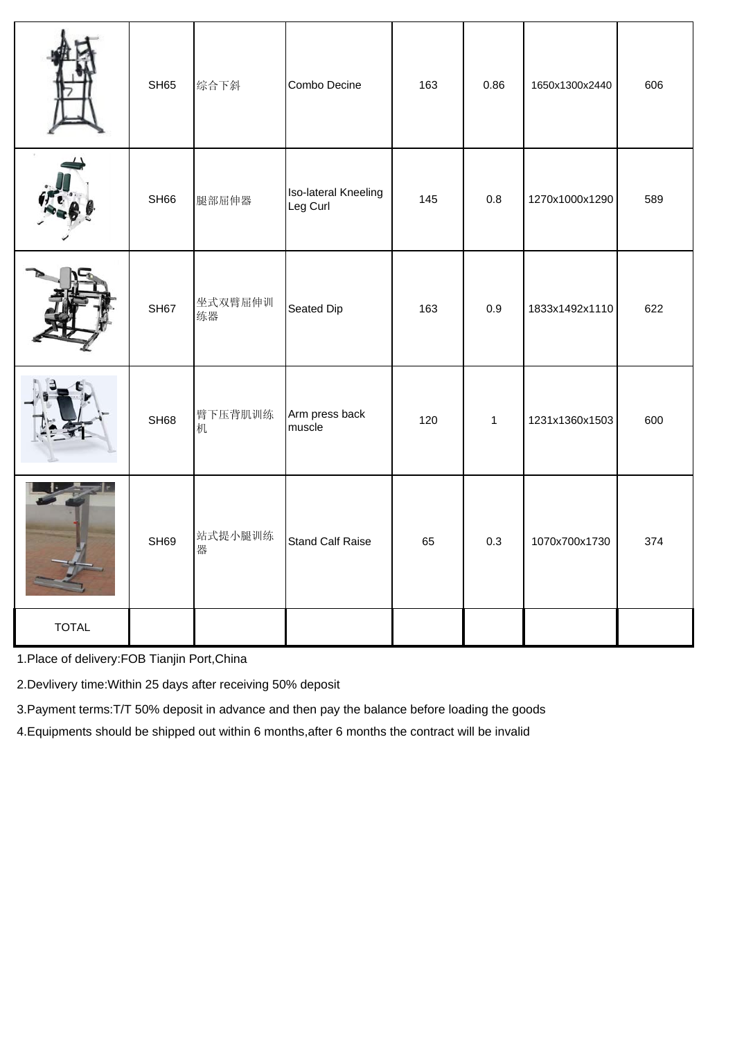| | | | | | | | |
|---|---|---|---|---|---|---|---|
| | SH65 | 综合下斜 | Combo Decine | 163 | 0.86 | 1650x1300x2440 | 606 |
| | SH66 | 腿部屈伸器 | Iso-lateral Kneeling Leg Curl | 145 | 0.8 | 1270x1000x1290 | 589 |
| | SH67 | 坐式双臂屈伸训练器 | Seated Dip | 163 | 0.9 | 1833x1492x1110 | 622 |
| | SH68 | 臂下压背肌训练机 | Arm press back muscle | 120 | 1 | 1231x1360x1503 | 600 |
| | SH69 | 站式提小腿训练器 | Stand Calf Raise | 65 | 0.3 | 1070x700x1730 | 374 |
| TOTAL | | | | | | | |

1.Place of delivery:FOB Tianjin Port,China

2.Devlivery time:Within 25 days after receiving 50% deposit

3.Payment terms:T/T 50% deposit in advance and then pay the balance before loading the goods

4.Equipments should be shipped out within 6 months,after 6 months the contract will be invalid